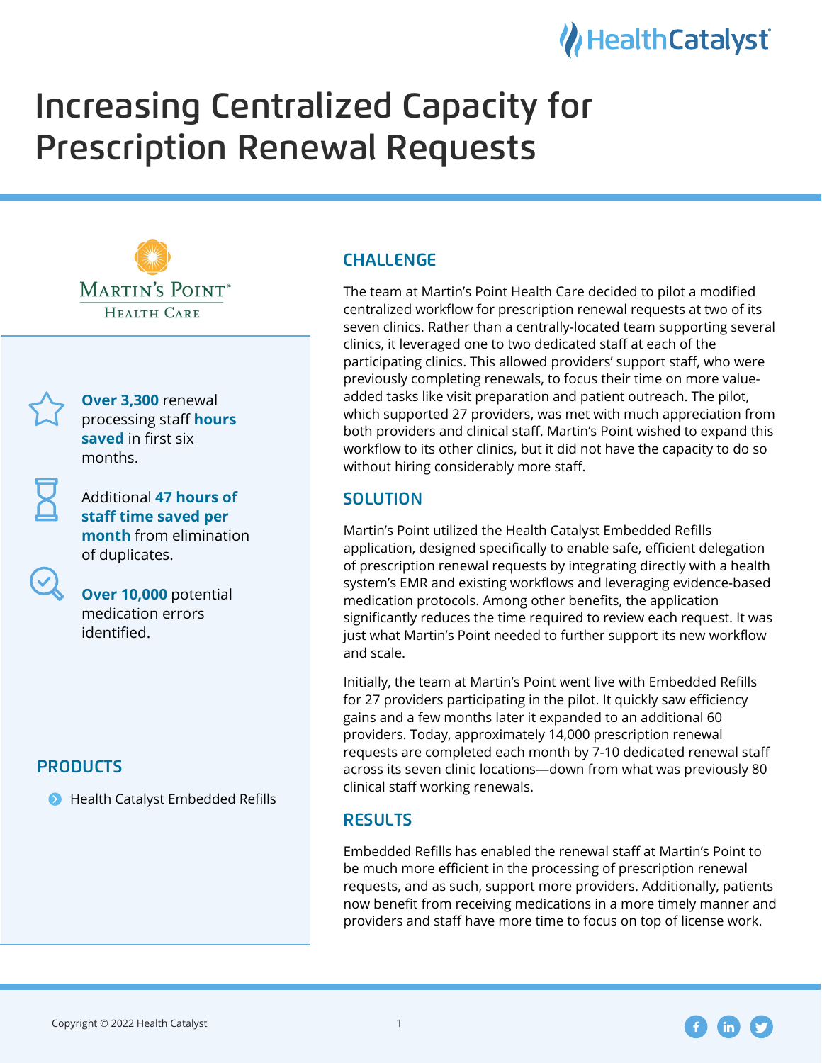# Increasing Centralized Capacity for Prescription Renewal Requests

Martin's Point Health Care

**Over 3,300** renewal processing staff **hours saved** in first six months.

Additional **47 hours of staff time saved per month** from elimination of duplicates.

**Over 10,000** potential medication errors identified.

## PRODUCTS

- Health Catalyst Embedded Refills

## CHALLENGE

The team at Martin's Point Health Care decided to pilot a modified centralized workflow for prescription renewal requests at two of its seven clinics. Rather than a centrally-located team supporting several clinics, it leveraged one to two dedicated staff at each of the participating clinics. This allowed providers' support staff, who were previously completing renewals, to focus their time on more value-added tasks like visit preparation and patient outreach. The pilot, which supported 27 providers, was met with much appreciation from both providers and clinical staff. Martin's Point wished to expand this workflow to its other clinics, but it did not have the capacity to do so without hiring considerably more staff.

## SOLUTION

Martin's Point utilized the Health Catalyst Embedded Refills application, designed specifically to enable safe, efficient delegation of prescription renewal requests by integrating directly with a health system's EMR and existing workflows and leveraging evidence-based medication protocols. Among other benefits, the application significantly reduces the time required to review each request. It was just what Martin's Point needed to further support its new workflow and scale.

Initially, the team at Martin's Point went live with Embedded Refills for 27 providers participating in the pilot. It quickly saw efficiency gains and a few months later it expanded to an additional 60 providers. Today, approximately 14,000 prescription renewal requests are completed each month by 7-10 dedicated renewal staff across its seven clinic locations—down from what was previously 80 clinical staff working renewals.

## RESULTS

Embedded Refills has enabled the renewal staff at Martin's Point to be much more efficient in the processing of prescription renewal requests, and as such, support more providers. Additionally, patients now benefit from receiving medications in a more timely manner and providers and staff have more time to focus on top of license work.

Copyright © 2022 Health Catalyst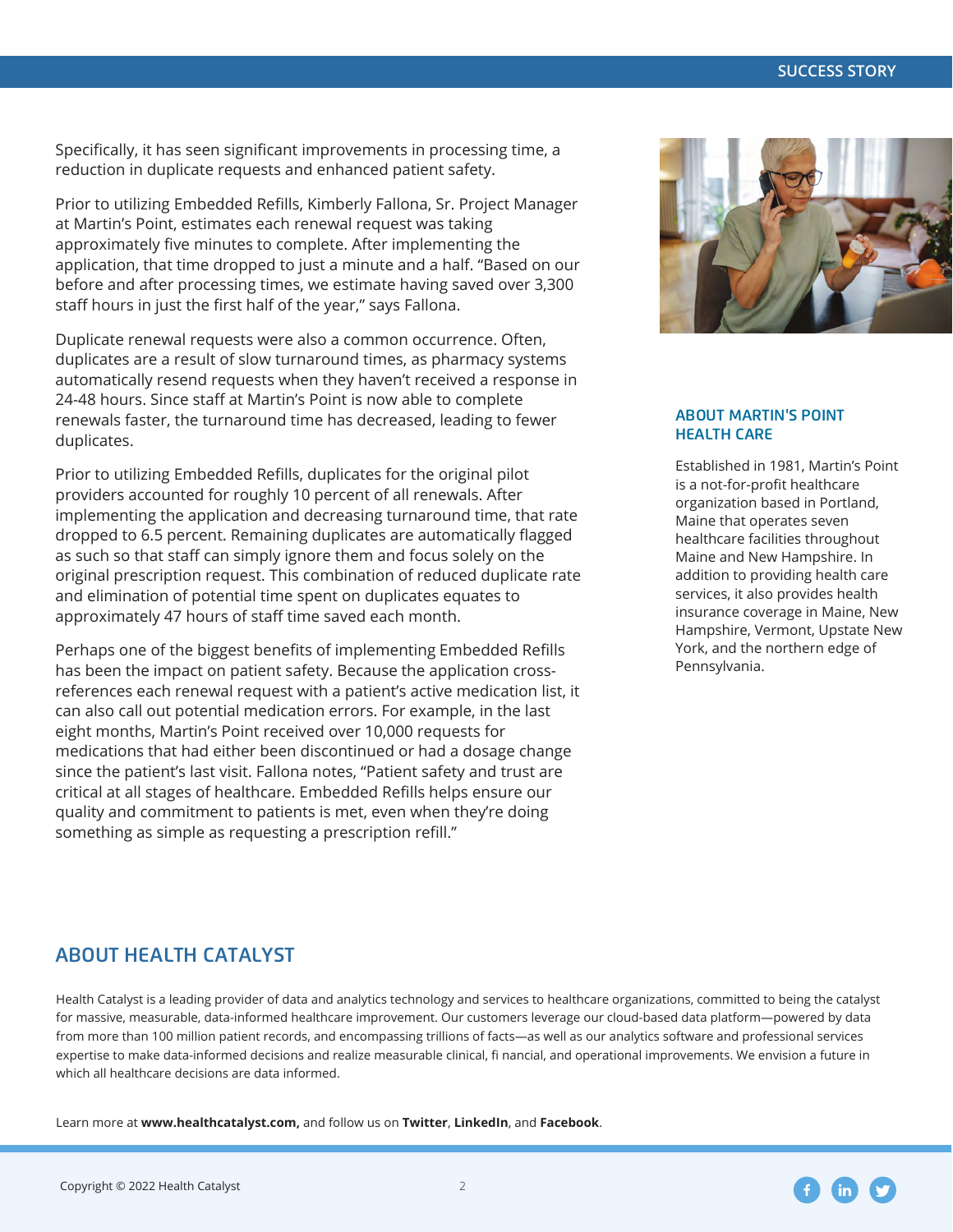Specifically, it has seen significant improvements in processing time, a reduction in duplicate requests and enhanced patient safety.

Prior to utilizing Embedded Refills, Kimberly Fallona, Sr. Project Manager at Martin's Point, estimates each renewal request was taking approximately five minutes to complete. After implementing the application, that time dropped to just a minute and a half. "Based on our before and after processing times, we estimate having saved over 3,300 staff hours in just the first half of the year," says Fallona.

Duplicate renewal requests were also a common occurrence. Often, duplicates are a result of slow turnaround times, as pharmacy systems automatically resend requests when they haven't received a response in 24-48 hours. Since staff at Martin's Point is now able to complete renewals faster, the turnaround time has decreased, leading to fewer duplicates.

Prior to utilizing Embedded Refills, duplicates for the original pilot providers accounted for roughly 10 percent of all renewals. After implementing the application and decreasing turnaround time, that rate dropped to 6.5 percent. Remaining duplicates are automatically flagged as such so that staff can simply ignore them and focus solely on the original prescription request. This combination of reduced duplicate rate and elimination of potential time spent on duplicates equates to approximately 47 hours of staff time saved each month.

Perhaps one of the biggest benefits of implementing Embedded Refills has been the impact on patient safety. Because the application cross-references each renewal request with a patient's active medication list, it can also call out potential medication errors. For example, in the last eight months, Martin's Point received over 10,000 requests for medications that had either been discontinued or had a dosage change since the patient's last visit. Fallona notes, "Patient safety and trust are critical at all stages of healthcare. Embedded Refills helps ensure our quality and commitment to patients is met, even when they're doing something as simple as requesting a prescription refill."

### ABOUT MARTIN'S POINT HEALTH CARE

Established in 1981, Martin's Point is a not-for-profit healthcare organization based in Portland, Maine that operates seven healthcare facilities throughout Maine and New Hampshire. In addition to providing health care services, it also provides health insurance coverage in Maine, New Hampshire, Vermont, Upstate New York, and the northern edge of Pennsylvania.

## ABOUT HEALTH CATALYST

Health Catalyst is a leading provider of data and analytics technology and services to healthcare organizations, committed to being the catalyst for massive, measurable, data-informed healthcare improvement. Our customers leverage our cloud-based data platform—powered by data from more than 100 million patient records, and encompassing trillions of facts—as well as our analytics software and professional services expertise to make data-informed decisions and realize measurable clinical, fi nancial, and operational improvements. We envision a future in which all healthcare decisions are data informed.

Learn more at **www.healthcatalyst.com,** and follow us on **Twitter**, **LinkedIn**, and **Facebook**.

Copyright © 2022 Health Catalyst